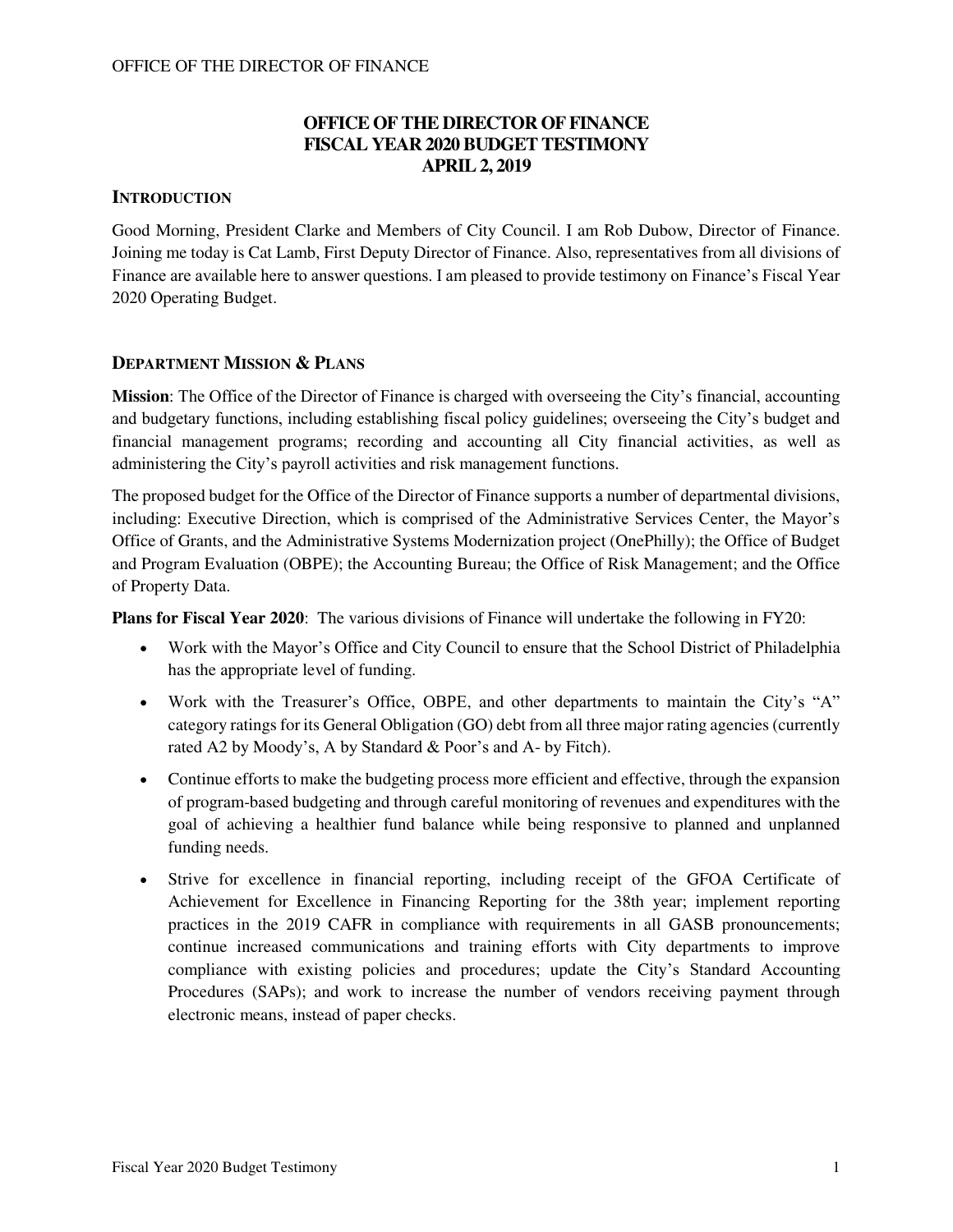# OFFICE OF THE DIRECTOR OF FINANCE
# FISCAL YEAR 2020 BUDGET TESTIMONY
# APRIL 2, 2019

## INTRODUCTION

Good Morning, President Clarke and Members of City Council. I am Rob Dubow, Director of Finance. Joining me today is Cat Lamb, First Deputy Director of Finance. Also, representatives from all divisions of Finance are available here to answer questions. I am pleased to provide testimony on Finance's Fiscal Year 2020 Operating Budget.

## DEPARTMENT MISSION & PLANS

**Mission**: The Office of the Director of Finance is charged with overseeing the City's financial, accounting and budgetary functions, including establishing fiscal policy guidelines; overseeing the City's budget and financial management programs; recording and accounting all City financial activities, as well as administering the City's payroll activities and risk management functions.

The proposed budget for the Office of the Director of Finance supports a number of departmental divisions, including: Executive Direction, which is comprised of the Administrative Services Center, the Mayor's Office of Grants, and the Administrative Systems Modernization project (OnePhilly); the Office of Budget and Program Evaluation (OBPE); the Accounting Bureau; the Office of Risk Management; and the Office of Property Data.

**Plans for Fiscal Year 2020**: The various divisions of Finance will undertake the following in FY20:

- Work with the Mayor's Office and City Council to ensure that the School District of Philadelphia has the appropriate level of funding.
- Work with the Treasurer's Office, OBPE, and other departments to maintain the City's "A" category ratings for its General Obligation (GO) debt from all three major rating agencies (currently rated A2 by Moody's, A by Standard & Poor's and A- by Fitch).
- Continue efforts to make the budgeting process more efficient and effective, through the expansion of program-based budgeting and through careful monitoring of revenues and expenditures with the goal of achieving a healthier fund balance while being responsive to planned and unplanned funding needs.
- Strive for excellence in financial reporting, including receipt of the GFOA Certificate of Achievement for Excellence in Financing Reporting for the 38th year; implement reporting practices in the 2019 CAFR in compliance with requirements in all GASB pronouncements; continue increased communications and training efforts with City departments to improve compliance with existing policies and procedures; update the City's Standard Accounting Procedures (SAPs); and work to increase the number of vendors receiving payment through electronic means, instead of paper checks.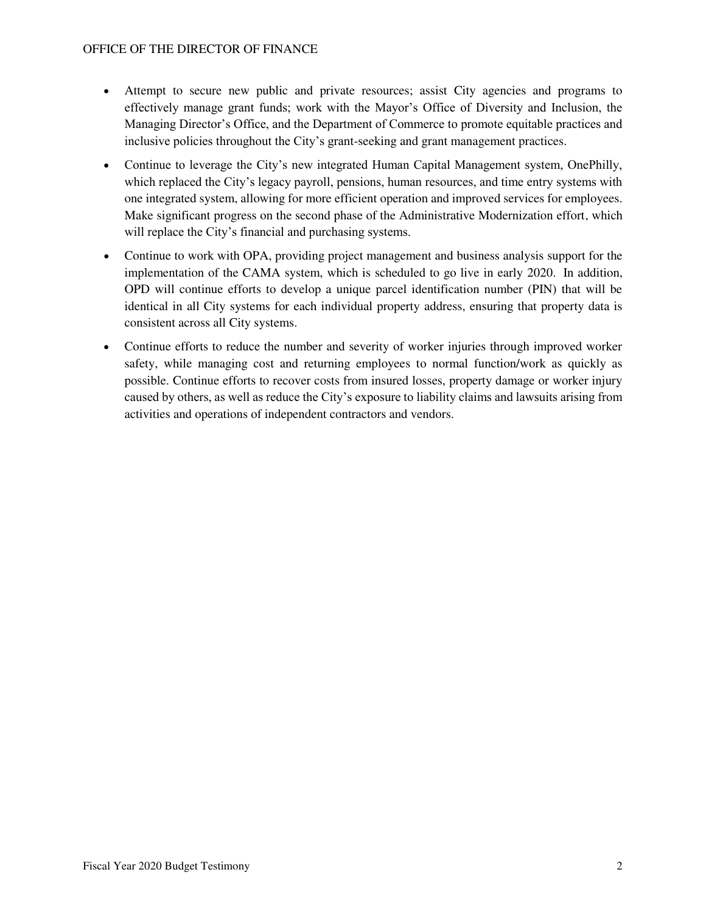- Attempt to secure new public and private resources; assist City agencies and programs to effectively manage grant funds; work with the Mayor's Office of Diversity and Inclusion, the Managing Director's Office, and the Department of Commerce to promote equitable practices and inclusive policies throughout the City's grant-seeking and grant management practices.
- Continue to leverage the City's new integrated Human Capital Management system, OnePhilly, which replaced the City's legacy payroll, pensions, human resources, and time entry systems with one integrated system, allowing for more efficient operation and improved services for employees. Make significant progress on the second phase of the Administrative Modernization effort, which will replace the City's financial and purchasing systems.
- Continue to work with OPA, providing project management and business analysis support for the implementation of the CAMA system, which is scheduled to go live in early 2020. In addition, OPD will continue efforts to develop a unique parcel identification number (PIN) that will be identical in all City systems for each individual property address, ensuring that property data is consistent across all City systems.
- Continue efforts to reduce the number and severity of worker injuries through improved worker safety, while managing cost and returning employees to normal function/work as quickly as possible. Continue efforts to recover costs from insured losses, property damage or worker injury caused by others, as well as reduce the City's exposure to liability claims and lawsuits arising from activities and operations of independent contractors and vendors.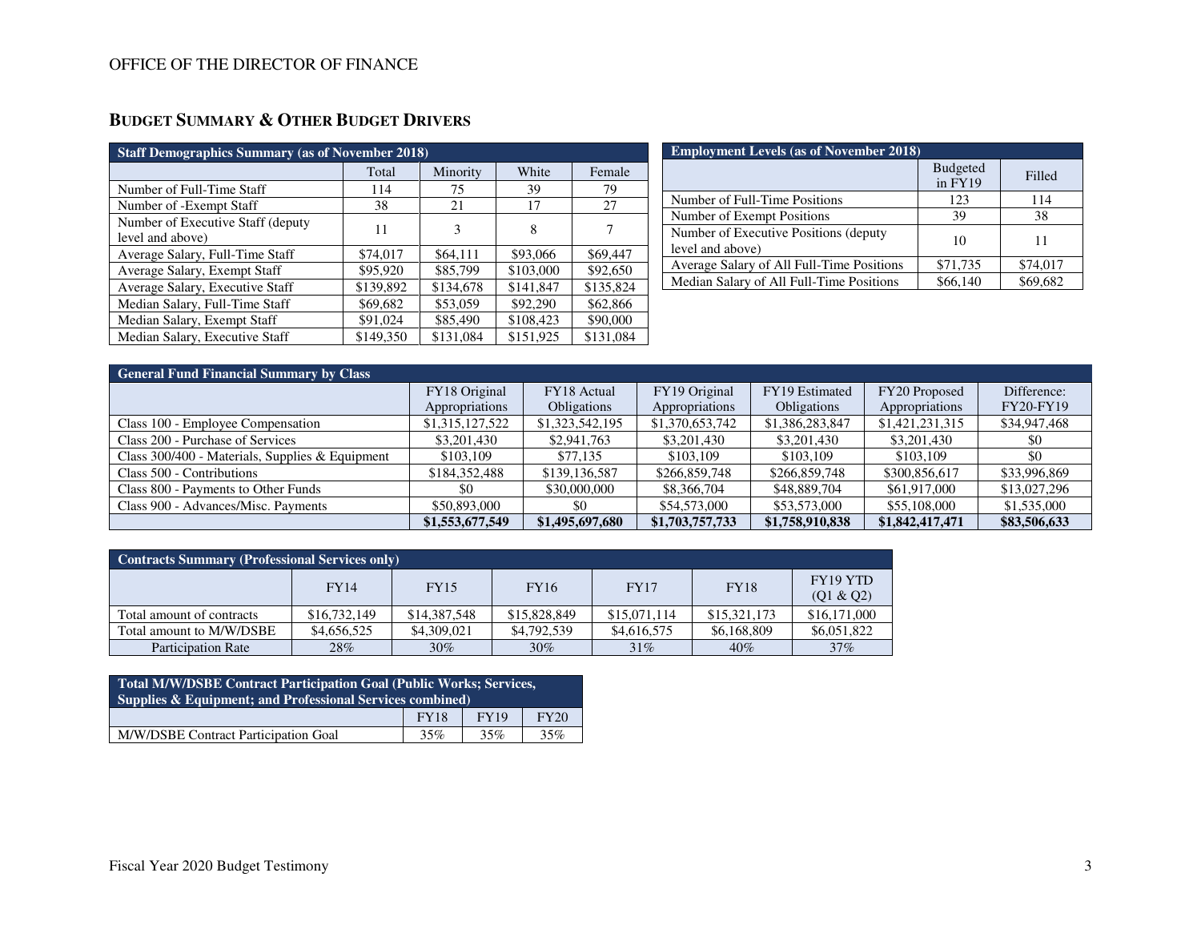## BUDGET SUMMARY & OTHER BUDGET DRIVERS

| Staff Demographics Summary (as of November 2018) | | | | |
|---|---|---|---|---|
| | Total | Minority | White | Female |
| Number of Full-Time Staff | 114 | 75 | 39 | 79 |
| Number of -Exempt Staff | 38 | 21 | 17 | 27 |
| Number of Executive Staff (deputy level and above) | 11 | 3 | 8 | 7 |
| Average Salary, Full-Time Staff | $74,017 | $64,111 | $93,066 | $69,447 |
| Average Salary, Exempt Staff | $95,920 | $85,799 | $103,000 | $92,650 |
| Average Salary, Executive Staff | $139,892 | $134,678 | $141,847 | $135,824 |
| Median Salary, Full-Time Staff | $69,682 | $53,059 | $92,290 | $62,866 |
| Median Salary, Exempt Staff | $91,024 | $85,490 | $108,423 | $90,000 |
| Median Salary, Executive Staff | $149,350 | $131,084 | $151,925 | $131,084 |

| Employment Levels (as of November 2018) | | |
|---|---|---|
| | Budgeted in FY19 | Filled |
| Number of Full-Time Positions | 123 | 114 |
| Number of Exempt Positions | 39 | 38 |
| Number of Executive Positions (deputy level and above) | 10 | 11 |
| Average Salary of All Full-Time Positions | $71,735 | $74,017 |
| Median Salary of All Full-Time Positions | $66,140 | $69,682 |

| General Fund Financial Summary by Class | | | | | | |
|---|---|---|---|---|---|---|
| | FY18 Original Appropriations | FY18 Actual Obligations | FY19 Original Appropriations | FY19 Estimated Obligations | FY20 Proposed Appropriations | Difference: FY20-FY19 |
| Class 100 - Employee Compensation | $1,315,127,522 | $1,323,542,195 | $1,370,653,742 | $1,386,283,847 | $1,421,231,315 | $34,947,468 |
| Class 200 - Purchase of Services | $3,201,430 | $2,941,763 | $3,201,430 | $3,201,430 | $3,201,430 | $0 |
| Class 300/400 - Materials, Supplies & Equipment | $103,109 | $77,135 | $103,109 | $103,109 | $103,109 | $0 |
| Class 500 - Contributions | $184,352,488 | $139,136,587 | $266,859,748 | $266,859,748 | $300,856,617 | $33,996,869 |
| Class 800 - Payments to Other Funds | $0 | $30,000,000 | $8,366,704 | $48,889,704 | $61,917,000 | $13,027,296 |
| Class 900 - Advances/Misc. Payments | $50,893,000 | $0 | $54,573,000 | $53,573,000 | $55,108,000 | $1,535,000 |
| | **$1,553,677,549** | **$1,495,697,680** | **$1,703,757,733** | **$1,758,910,838** | **$1,842,417,471** | **$83,506,633** |

| Contracts Summary (Professional Services only) | | | | | | |
|---|---|---|---|---|---|---|
| | FY14 | FY15 | FY16 | FY17 | FY18 | FY19 YTD (Q1 & Q2) |
| Total amount of contracts | $16,732,149 | $14,387,548 | $15,828,849 | $15,071,114 | $15,321,173 | $16,171,000 |
| Total amount to M/W/DSBE | $4,656,525 | $4,309,021 | $4,792,539 | $4,616,575 | $6,168,809 | $6,051,822 |
| Participation Rate | 28% | 30% | 30% | 31% | 40% | 37% |

| Total M/W/DSBE Contract Participation Goal (Public Works; Services, Supplies & Equipment; and Professional Services combined) | | | |
|---|---|---|---|
| | FY18 | FY19 | FY20 |
| M/W/DSBE Contract Participation Goal | 35% | 35% | 35% |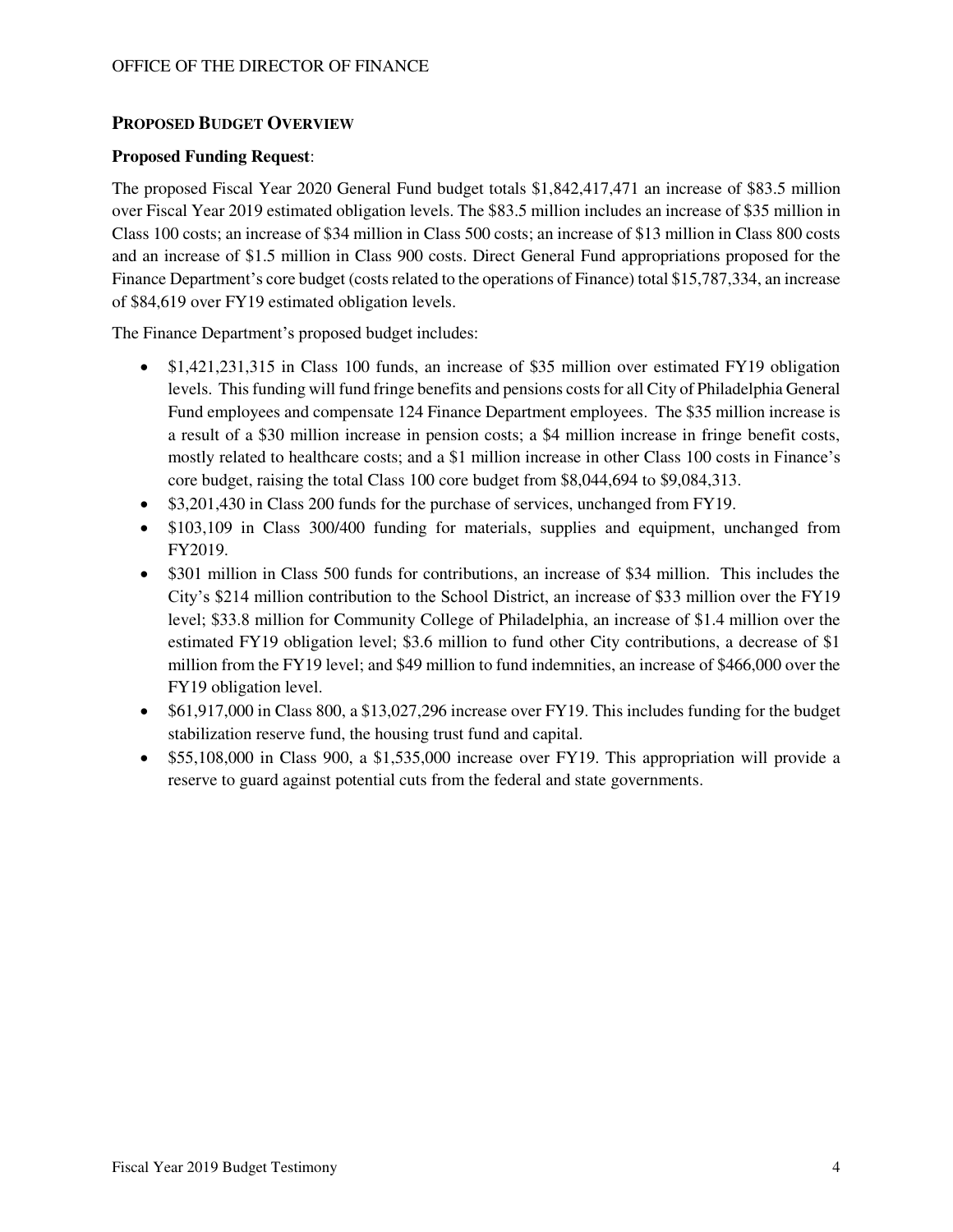## Proposed Budget Overview

**Proposed Funding Request**:

The proposed Fiscal Year 2020 General Fund budget totals $1,842,417,471 an increase of $83.5 million over Fiscal Year 2019 estimated obligation levels. The $83.5 million includes an increase of $35 million in Class 100 costs; an increase of $34 million in Class 500 costs; an increase of $13 million in Class 800 costs and an increase of $1.5 million in Class 900 costs. Direct General Fund appropriations proposed for the Finance Department's core budget (costs related to the operations of Finance) total $15,787,334, an increase of $84,619 over FY19 estimated obligation levels.

The Finance Department's proposed budget includes:

- $1,421,231,315 in Class 100 funds, an increase of $35 million over estimated FY19 obligation levels. This funding will fund fringe benefits and pensions costs for all City of Philadelphia General Fund employees and compensate 124 Finance Department employees. The $35 million increase is a result of a $30 million increase in pension costs; a $4 million increase in fringe benefit costs, mostly related to healthcare costs; and a $1 million increase in other Class 100 costs in Finance's core budget, raising the total Class 100 core budget from $8,044,694 to $9,084,313.
- $3,201,430 in Class 200 funds for the purchase of services, unchanged from FY19.
- $103,109 in Class 300/400 funding for materials, supplies and equipment, unchanged from FY2019.
- $301 million in Class 500 funds for contributions, an increase of $34 million. This includes the City's $214 million contribution to the School District, an increase of $33 million over the FY19 level; $33.8 million for Community College of Philadelphia, an increase of $1.4 million over the estimated FY19 obligation level; $3.6 million to fund other City contributions, a decrease of $1 million from the FY19 level; and $49 million to fund indemnities, an increase of $466,000 over the FY19 obligation level.
- $61,917,000 in Class 800, a $13,027,296 increase over FY19. This includes funding for the budget stabilization reserve fund, the housing trust fund and capital.
- $55,108,000 in Class 900, a $1,535,000 increase over FY19. This appropriation will provide a reserve to guard against potential cuts from the federal and state governments.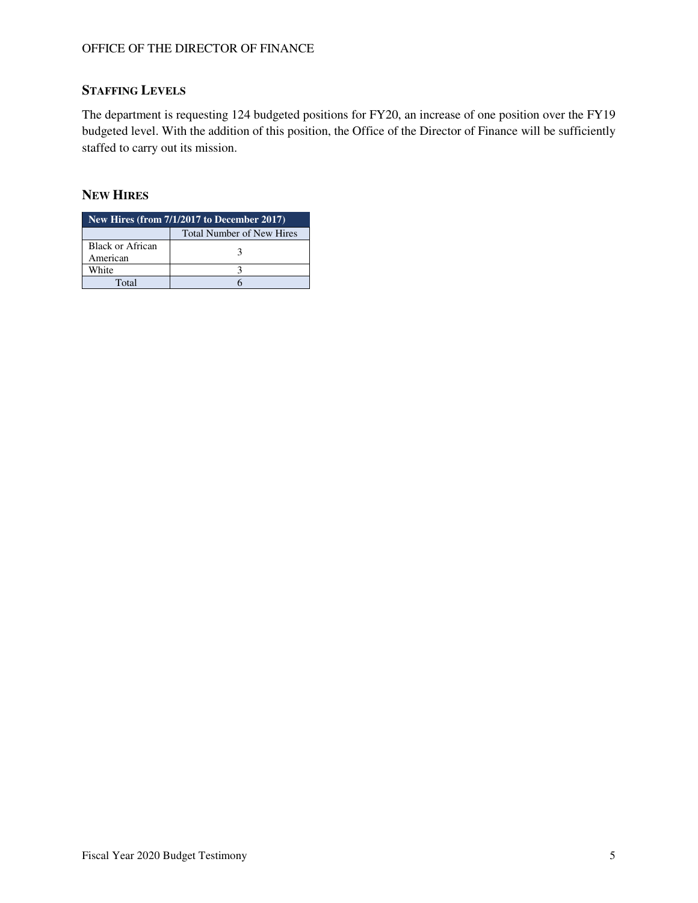## Staffing Levels

The department is requesting 124 budgeted positions for FY20, an increase of one position over the FY19 budgeted level. With the addition of this position, the Office of the Director of Finance will be sufficiently staffed to carry out its mission.

## New Hires

| New Hires (from 7/1/2017 to December 2017) | |
|---|---|
| | Total Number of New Hires |
| Black or African American | 3 |
| White | 3 |
| Total | 6 |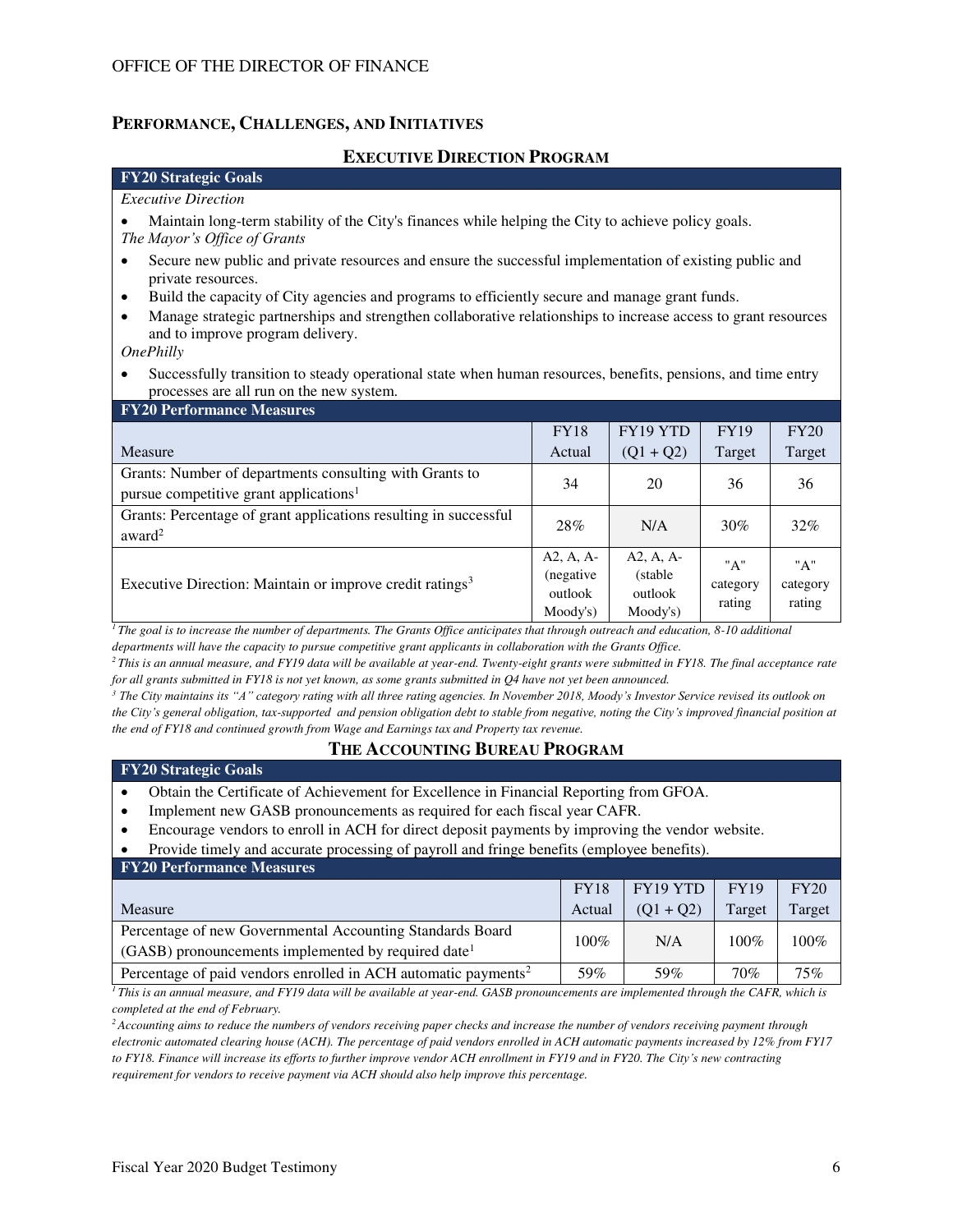OFFICE OF THE DIRECTOR OF FINANCE

## PERFORMANCE, CHALLENGES, AND INITIATIVES

### EXECUTIVE DIRECTION PROGRAM

**FY20 Strategic Goals**

*Executive Direction*

- Maintain long-term stability of the City's finances while helping the City to achieve policy goals.

*The Mayor's Office of Grants*

- Secure new public and private resources and ensure the successful implementation of existing public and private resources.
- Build the capacity of City agencies and programs to efficiently secure and manage grant funds.
- Manage strategic partnerships and strengthen collaborative relationships to increase access to grant resources and to improve program delivery.

*OnePhilly*

- Successfully transition to steady operational state when human resources, benefits, pensions, and time entry processes are all run on the new system.

**FY20 Performance Measures**

| Measure | FY18 Actual | FY19 YTD (Q1 + Q2) | FY19 Target | FY20 Target |
|---|---|---|---|---|
| Grants: Number of departments consulting with Grants to pursue competitive grant applications[1] | 34 | 20 | 36 | 36 |
| Grants: Percentage of grant applications resulting in successful award[2] | 28% | N/A | 30% | 32% |
| Executive Direction: Maintain or improve credit ratings[3] | A2, A, A- (negative outlook Moody's) | A2, A, A- (stable outlook Moody's) | "A" category rating | "A" category rating |

*[1] The goal is to increase the number of departments. The Grants Office anticipates that through outreach and education, 8-10 additional departments will have the capacity to pursue competitive grant applicants in collaboration with the Grants Office.*

*[2] This is an annual measure, and FY19 data will be available at year-end. Twenty-eight grants were submitted in FY18. The final acceptance rate for all grants submitted in FY18 is not yet known, as some grants submitted in Q4 have not yet been announced.*

*[3] The City maintains its "A" category rating with all three rating agencies. In November 2018, Moody's Investor Service revised its outlook on the City's general obligation, tax-supported and pension obligation debt to stable from negative, noting the City's improved financial position at the end of FY18 and continued growth from Wage and Earnings tax and Property tax revenue.*

### THE ACCOUNTING BUREAU PROGRAM

**FY20 Strategic Goals**

- Obtain the Certificate of Achievement for Excellence in Financial Reporting from GFOA.
- Implement new GASB pronouncements as required for each fiscal year CAFR.
- Encourage vendors to enroll in ACH for direct deposit payments by improving the vendor website.
- Provide timely and accurate processing of payroll and fringe benefits (employee benefits).

**FY20 Performance Measures**

| Measure | FY18 Actual | FY19 YTD (Q1 + Q2) | FY19 Target | FY20 Target |
|---|---|---|---|---|
| Percentage of new Governmental Accounting Standards Board (GASB) pronouncements implemented by required date[1] | 100% | N/A | 100% | 100% |
| Percentage of paid vendors enrolled in ACH automatic payments[2] | 59% | 59% | 70% | 75% |

*[1] This is an annual measure, and FY19 data will be available at year-end. GASB pronouncements are implemented through the CAFR, which is completed at the end of February.*

*[2] Accounting aims to reduce the numbers of vendors receiving paper checks and increase the number of vendors receiving payment through electronic automated clearing house (ACH). The percentage of paid vendors enrolled in ACH automatic payments increased by 12% from FY17 to FY18. Finance will increase its efforts to further improve vendor ACH enrollment in FY19 and in FY20. The City's new contracting requirement for vendors to receive payment via ACH should also help improve this percentage.*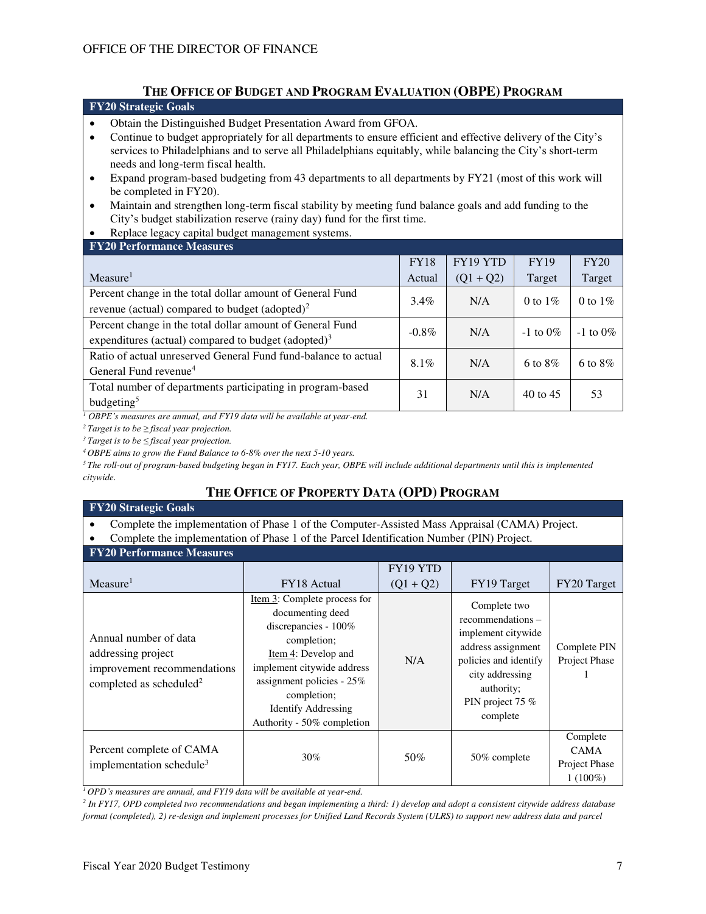OFFICE OF THE DIRECTOR OF FINANCE

## THE OFFICE OF BUDGET AND PROGRAM EVALUATION (OBPE) PROGRAM

**FY20 Strategic Goals**

- Obtain the Distinguished Budget Presentation Award from GFOA.
- Continue to budget appropriately for all departments to ensure efficient and effective delivery of the City's services to Philadelphians and to serve all Philadelphians equitably, while balancing the City's short-term needs and long-term fiscal health.
- Expand program-based budgeting from 43 departments to all departments by FY21 (most of this work will be completed in FY20).
- Maintain and strengthen long-term fiscal stability by meeting fund balance goals and add funding to the City's budget stabilization reserve (rainy day) fund for the first time.
- Replace legacy capital budget management systems.

**FY20 Performance Measures**

| Measure[1] | FY18 Actual | FY19 YTD (Q1 + Q2) | FY19 Target | FY20 Target |
|---|---|---|---|---|
| Percent change in the total dollar amount of General Fund revenue (actual) compared to budget (adopted)[2] | 3.4% | N/A | 0 to 1% | 0 to 1% |
| Percent change in the total dollar amount of General Fund expenditures (actual) compared to budget (adopted)[3] | -0.8% | N/A | -1 to 0% | -1 to 0% |
| Ratio of actual unreserved General Fund fund-balance to actual General Fund revenue[4] | 8.1% | N/A | 6 to 8% | 6 to 8% |
| Total number of departments participating in program-based budgeting[5] | 31 | N/A | 40 to 45 | 53 |

*[1] OBPE's measures are annual, and FY19 data will be available at year-end.*
*[2] Target is to be ≥ fiscal year projection.*
*[3] Target is to be ≤ fiscal year projection.*
*[4] OBPE aims to grow the Fund Balance to 6-8% over the next 5-10 years.*
*[5] The roll-out of program-based budgeting began in FY17. Each year, OBPE will include additional departments until this is implemented citywide.*

## THE OFFICE OF PROPERTY DATA (OPD) PROGRAM

**FY20 Strategic Goals**

- Complete the implementation of Phase 1 of the Computer-Assisted Mass Appraisal (CAMA) Project.
- Complete the implementation of Phase 1 of the Parcel Identification Number (PIN) Project.

**FY20 Performance Measures**

| Measure[1] | FY18 Actual | FY19 YTD (Q1 + Q2) | FY19 Target | FY20 Target |
|---|---|---|---|---|
| Annual number of data addressing project improvement recommendations completed as scheduled[2] | Item 3: Complete process for documenting deed discrepancies - 100% completion; Item 4: Develop and implement citywide address assignment policies - 25% completion; Identify Addressing Authority - 50% completion | N/A | Complete two recommendations – implement citywide address assignment policies and identify city addressing authority; PIN project 75 % complete | Complete PIN Project Phase 1 |
| Percent complete of CAMA implementation schedule[3] | 30% | 50% | 50% complete | Complete CAMA Project Phase 1 (100%) |

*[1] OPD's measures are annual, and FY19 data will be available at year-end.*
*[2] In FY17, OPD completed two recommendations and began implementing a third: 1) develop and adopt a consistent citywide address database format (completed), 2) re-design and implement processes for Unified Land Records System (ULRS) to support new address data and parcel*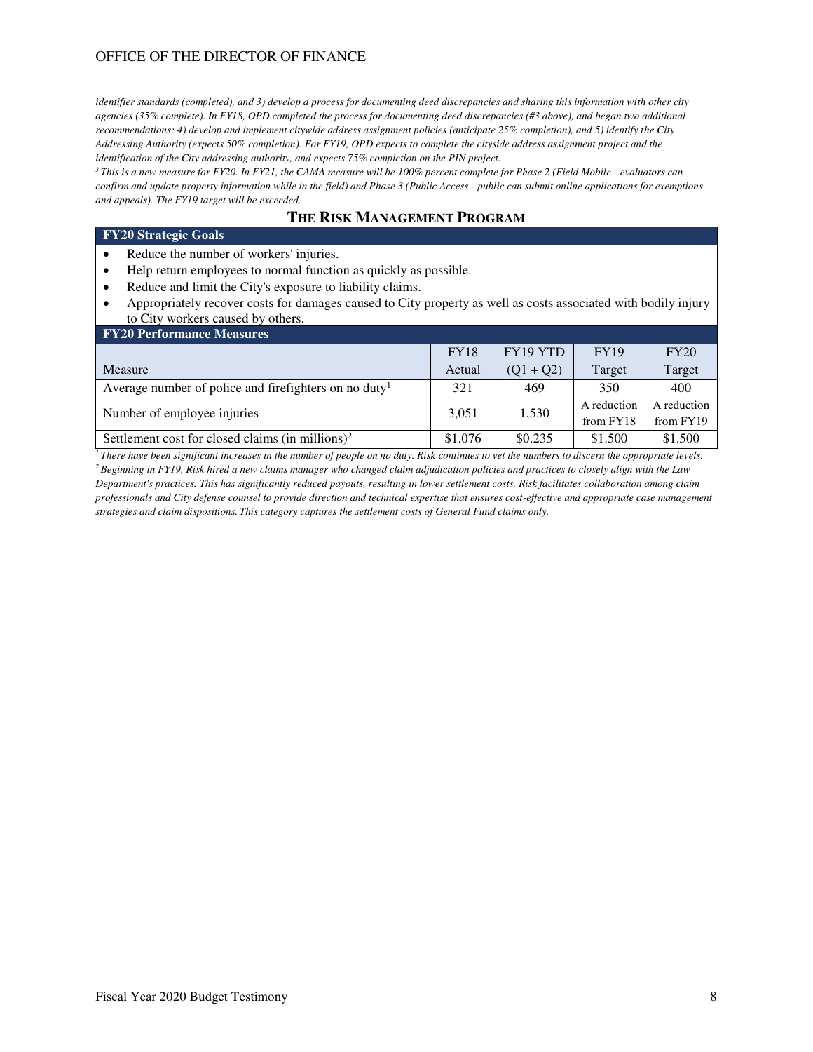*identifier standards (completed), and 3) develop a process for documenting deed discrepancies and sharing this information with other city agencies (35% complete). In FY18, OPD completed the process for documenting deed discrepancies (#3 above), and began two additional recommendations: 4) develop and implement citywide address assignment policies (anticipate 25% completion), and 5) identify the City Addressing Authority (expects 50% completion). For FY19, OPD expects to complete the cityside address assignment project and the identification of the City addressing authority, and expects 75% completion on the PIN project.*

*[3] This is a new measure for FY20. In FY21, the CAMA measure will be 100% percent complete for Phase 2 (Field Mobile - evaluators can confirm and update property information while in the field) and Phase 3 (Public Access - public can submit online applications for exemptions and appeals). The FY19 target will be exceeded.*

## THE RISK MANAGEMENT PROGRAM

**FY20 Strategic Goals**

- Reduce the number of workers' injuries.
- Help return employees to normal function as quickly as possible.
- Reduce and limit the City's exposure to liability claims.
- Appropriately recover costs for damages caused to City property as well as costs associated with bodily injury to City workers caused by others.

**FY20 Performance Measures**

| Measure | FY18 Actual | FY19 YTD (Q1 + Q2) | FY19 Target | FY20 Target |
|---|---|---|---|---|
| Average number of police and firefighters on no duty[1] | 321 | 469 | 350 | 400 |
| Number of employee injuries | 3,051 | 1,530 | A reduction from FY18 | A reduction from FY19 |
| Settlement cost for closed claims (in millions)[2] | \$1.076 | \$0.235 | \$1.500 | \$1.500 |

*[1] There have been significant increases in the number of people on no duty. Risk continues to vet the numbers to discern the appropriate levels.*

*[2] Beginning in FY19, Risk hired a new claims manager who changed claim adjudication policies and practices to closely align with the Law Department's practices. This has significantly reduced payouts, resulting in lower settlement costs. Risk facilitates collaboration among claim professionals and City defense counsel to provide direction and technical expertise that ensures cost-effective and appropriate case management strategies and claim dispositions. This category captures the settlement costs of General Fund claims only.*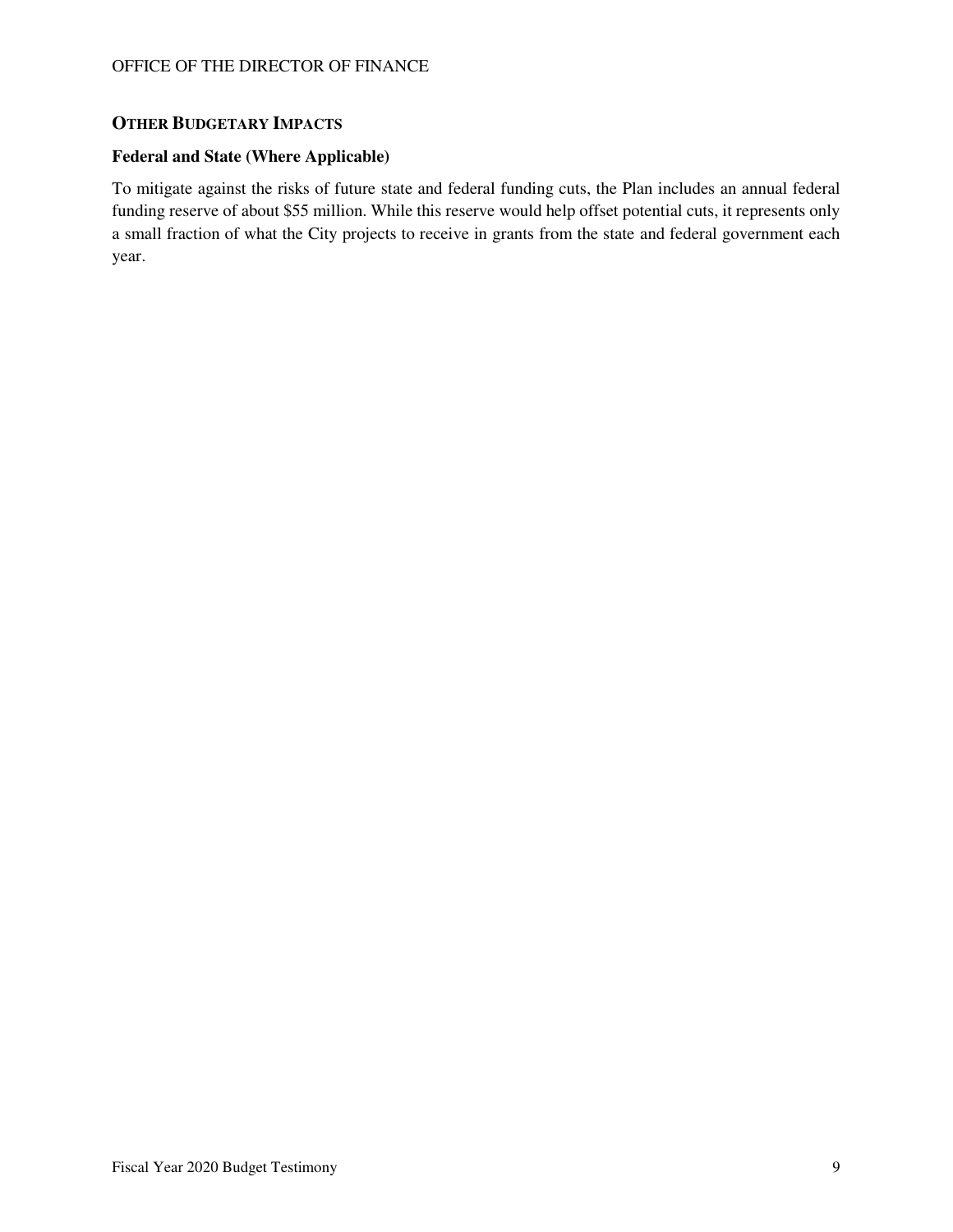## OTHER BUDGETARY IMPACTS

### Federal and State (Where Applicable)

To mitigate against the risks of future state and federal funding cuts, the Plan includes an annual federal funding reserve of about $55 million. While this reserve would help offset potential cuts, it represents only a small fraction of what the City projects to receive in grants from the state and federal government each year.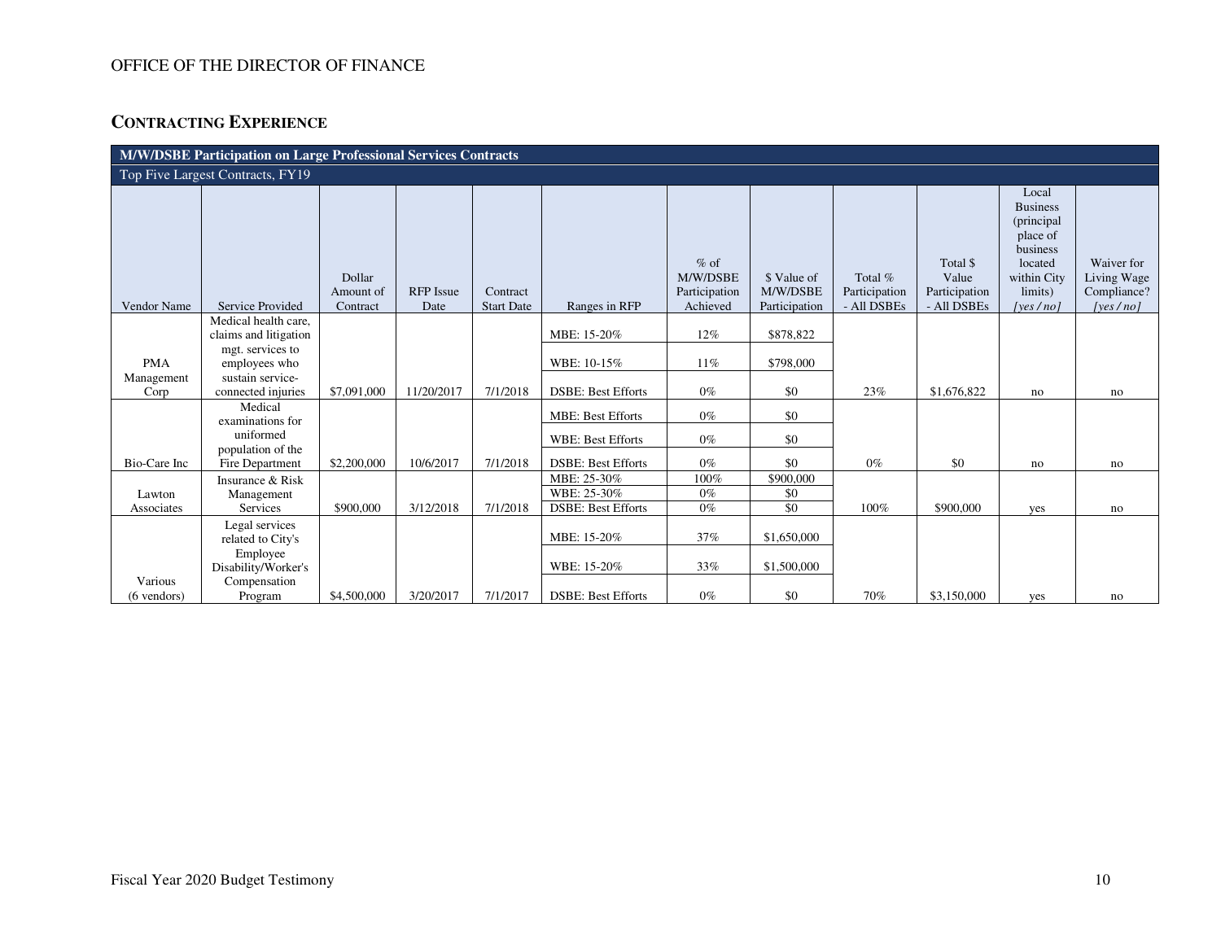OFFICE OF THE DIRECTOR OF FINANCE

## CONTRACTING EXPERIENCE

| M/W/DSBE Participation on Large Professional Services Contracts | | | | | | | | | | | |
|---|---|---|---|---|---|---|---|---|---|---|---|
| Top Five Largest Contracts, FY19 | | | | | | | | | | | |
| Vendor Name | Service Provided | Dollar Amount of Contract | RFP Issue Date | Contract Start Date | Ranges in RFP | % of M/W/DSBE Participation Achieved | $ Value of M/W/DSBE Participation | Total % Participation - All DSBEs | Total $ Value Participation - All DSBEs | Local Business (principal place of business located within City limits) *[yes / no]* | Waiver for Living Wage Compliance? *[yes / no]* |
| PMA Management Corp | Medical health care, claims and litigation mgt. services to employees who sustain service-connected injuries | $7,091,000 | 11/20/2017 | 7/1/2018 | MBE: 15-20% | 12% | $878,822 | 23% | $1,676,822 | no | no |
| | | | | | WBE: 10-15% | 11% | $798,000 | | | | |
| | | | | | DSBE: Best Efforts | 0% | $0 | | | | |
| Bio-Care Inc | Medical examinations for uniformed population of the Fire Department | $2,200,000 | 10/6/2017 | 7/1/2018 | MBE: Best Efforts | 0% | $0 | 0% | $0 | no | no |
| | | | | | WBE: Best Efforts | 0% | $0 | | | | |
| | | | | | DSBE: Best Efforts | 0% | $0 | | | | |
| Lawton Associates | Insurance & Risk Management Services | $900,000 | 3/12/2018 | 7/1/2018 | MBE: 25-30% | 100% | $900,000 | 100% | $900,000 | yes | no |
| | | | | | WBE: 25-30% | 0% | $0 | | | | |
| | | | | | DSBE: Best Efforts | 0% | $0 | | | | |
| Various (6 vendors) | Legal services related to City's Employee Disability/Worker's Compensation Program | $4,500,000 | 3/20/2017 | 7/1/2017 | MBE: 15-20% | 37% | $1,650,000 | 70% | $3,150,000 | yes | no |
| | | | | | WBE: 15-20% | 33% | $1,500,000 | | | | |
| | | | | | DSBE: Best Efforts | 0% | $0 | | | | |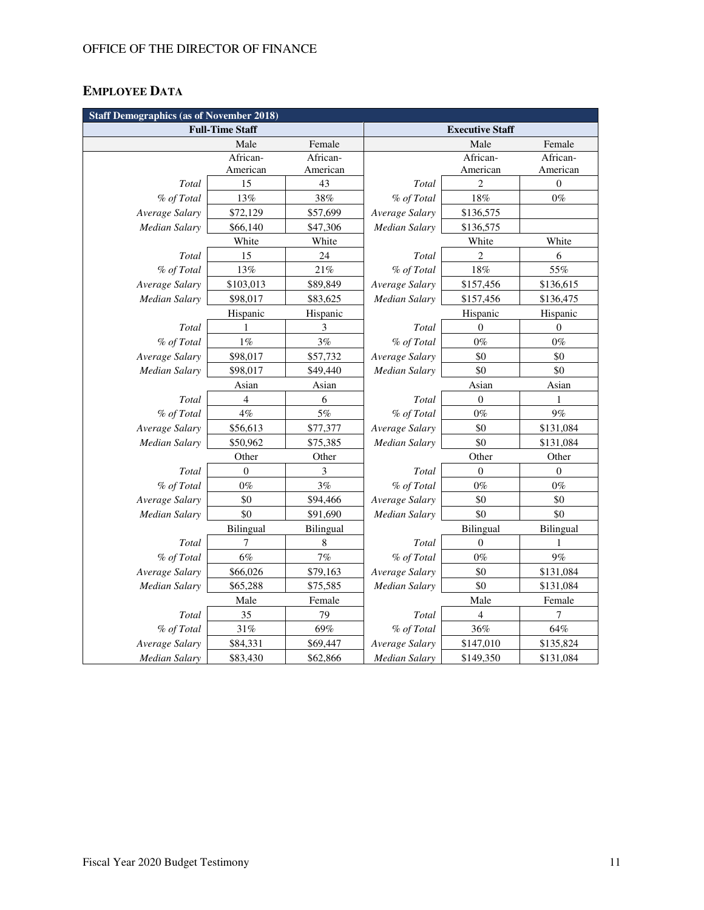## EMPLOYEE DATA

| Staff Demographics (as of November 2018) | | | | | |
|---|---|---|---|---|---|
| **Full-Time Staff** | | | **Executive Staff** | | |
| | Male | Female | | Male | Female |
| | African-American | African-American | | African-American | African-American |
| *Total* | 15 | 43 | *Total* | 2 | 0 |
| *% of Total* | 13% | 38% | *% of Total* | 18% | 0% |
| *Average Salary* | $72,129 | $57,699 | *Average Salary* | $136,575 | |
| *Median Salary* | $66,140 | $47,306 | *Median Salary* | $136,575 | |
| | White | White | | White | White |
| *Total* | 15 | 24 | *Total* | 2 | 6 |
| *% of Total* | 13% | 21% | *% of Total* | 18% | 55% |
| *Average Salary* | $103,013 | $89,849 | *Average Salary* | $157,456 | $136,615 |
| *Median Salary* | $98,017 | $83,625 | *Median Salary* | $157,456 | $136,475 |
| | Hispanic | Hispanic | | Hispanic | Hispanic |
| *Total* | 1 | 3 | *Total* | 0 | 0 |
| *% of Total* | 1% | 3% | *% of Total* | 0% | 0% |
| *Average Salary* | $98,017 | $57,732 | *Average Salary* | $0 | $0 |
| *Median Salary* | $98,017 | $49,440 | *Median Salary* | $0 | $0 |
| | Asian | Asian | | Asian | Asian |
| *Total* | 4 | 6 | *Total* | 0 | 1 |
| *% of Total* | 4% | 5% | *% of Total* | 0% | 9% |
| *Average Salary* | $56,613 | $77,377 | *Average Salary* | $0 | $131,084 |
| *Median Salary* | $50,962 | $75,385 | *Median Salary* | $0 | $131,084 |
| | Other | Other | | Other | Other |
| *Total* | 0 | 3 | *Total* | 0 | 0 |
| *% of Total* | 0% | 3% | *% of Total* | 0% | 0% |
| *Average Salary* | $0 | $94,466 | *Average Salary* | $0 | $0 |
| *Median Salary* | $0 | $91,690 | *Median Salary* | $0 | $0 |
| | Bilingual | Bilingual | | Bilingual | Bilingual |
| *Total* | 7 | 8 | *Total* | 0 | 1 |
| *% of Total* | 6% | 7% | *% of Total* | 0% | 9% |
| *Average Salary* | $66,026 | $79,163 | *Average Salary* | $0 | $131,084 |
| *Median Salary* | $65,288 | $75,585 | *Median Salary* | $0 | $131,084 |
| | Male | Female | | Male | Female |
| *Total* | 35 | 79 | *Total* | 4 | 7 |
| *% of Total* | 31% | 69% | *% of Total* | 36% | 64% |
| *Average Salary* | $84,331 | $69,447 | *Average Salary* | $147,010 | $135,824 |
| *Median Salary* | $83,430 | $62,866 | *Median Salary* | $149,350 | $131,084 |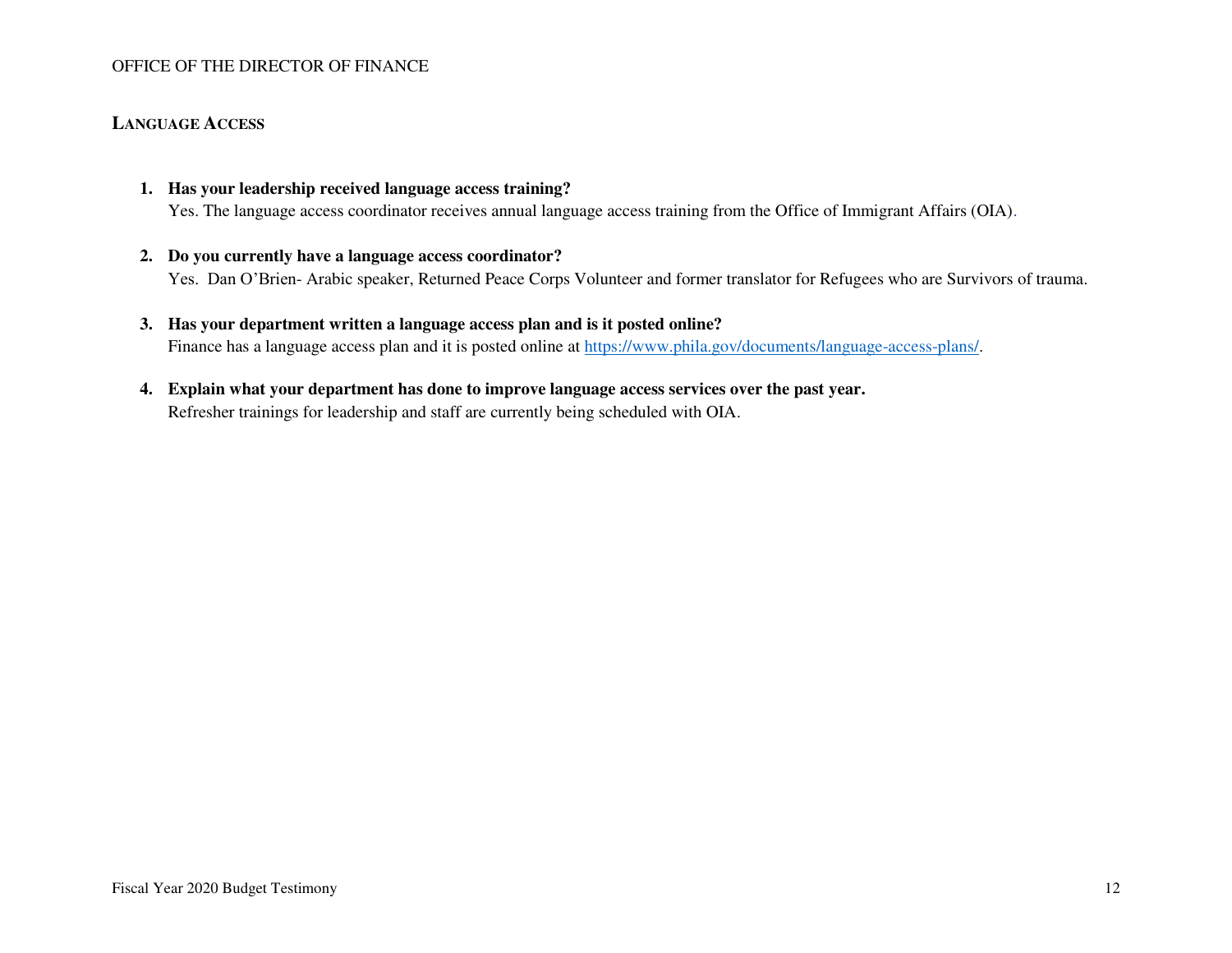OFFICE OF THE DIRECTOR OF FINANCE

## LANGUAGE ACCESS

1. **Has your leadership received language access training?**
   Yes. The language access coordinator receives annual language access training from the Office of Immigrant Affairs (OIA).

2. **Do you currently have a language access coordinator?**
   Yes. Dan O'Brien- Arabic speaker, Returned Peace Corps Volunteer and former translator for Refugees who are Survivors of trauma.

3. **Has your department written a language access plan and is it posted online?**
   Finance has a language access plan and it is posted online at https://www.phila.gov/documents/language-access-plans/.

4. **Explain what your department has done to improve language access services over the past year.**
   Refresher trainings for leadership and staff are currently being scheduled with OIA.